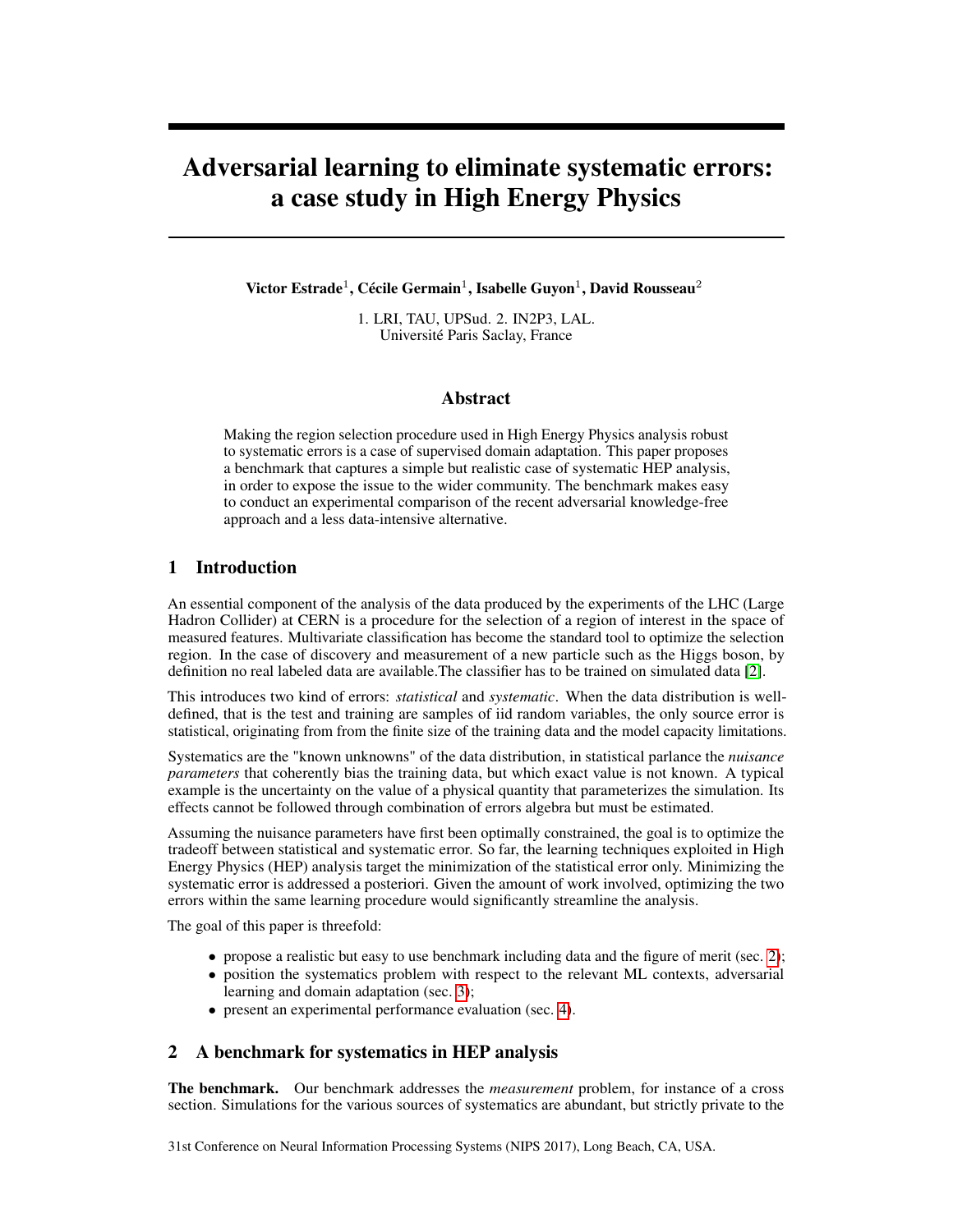# Adversarial learning to eliminate systematic errors: a case study in High Energy Physics

**Victor Estrade[1], Cécile Germain[1], Isabelle Guyon[1], David Rousseau[2]**

1. LRI, TAU, UPSud. 2. IN2P3, LAL.
Université Paris Saclay, France

## Abstract

Making the region selection procedure used in High Energy Physics analysis robust to systematic errors is a case of supervised domain adaptation. This paper proposes a benchmark that captures a simple but realistic case of systematic HEP analysis, in order to expose the issue to the wider community. The benchmark makes easy to conduct an experimental comparison of the recent adversarial knowledge-free approach and a less data-intensive alternative.

## 1 Introduction

An essential component of the analysis of the data produced by the experiments of the LHC (Large Hadron Collider) at CERN is a procedure for the selection of a region of interest in the space of measured features. Multivariate classification has become the standard tool to optimize the selection region. In the case of discovery and measurement of a new particle such as the Higgs boson, by definition no real labeled data are available.The classifier has to be trained on simulated data [2].

This introduces two kind of errors: *statistical* and *systematic*. When the data distribution is well-defined, that is the test and training are samples of iid random variables, the only source error is statistical, originating from from the finite size of the training data and the model capacity limitations.

Systematics are the "known unknowns" of the data distribution, in statistical parlance the *nuisance parameters* that coherently bias the training data, but which exact value is not known. A typical example is the uncertainty on the value of a physical quantity that parameterizes the simulation. Its effects cannot be followed through combination of errors algebra but must be estimated.

Assuming the nuisance parameters have first been optimally constrained, the goal is to optimize the tradeoff between statistical and systematic error. So far, the learning techniques exploited in High Energy Physics (HEP) analysis target the minimization of the statistical error only. Minimizing the systematic error is addressed a posteriori. Given the amount of work involved, optimizing the two errors within the same learning procedure would significantly streamline the analysis.

The goal of this paper is threefold:

- propose a realistic but easy to use benchmark including data and the figure of merit (sec. 2);
- position the systematics problem with respect to the relevant ML contexts, adversarial learning and domain adaptation (sec. 3);
- present an experimental performance evaluation (sec. 4).

## 2 A benchmark for systematics in HEP analysis

**The benchmark.** Our benchmark addresses the *measurement* problem, for instance of a cross section. Simulations for the various sources of systematics are abundant, but strictly private to the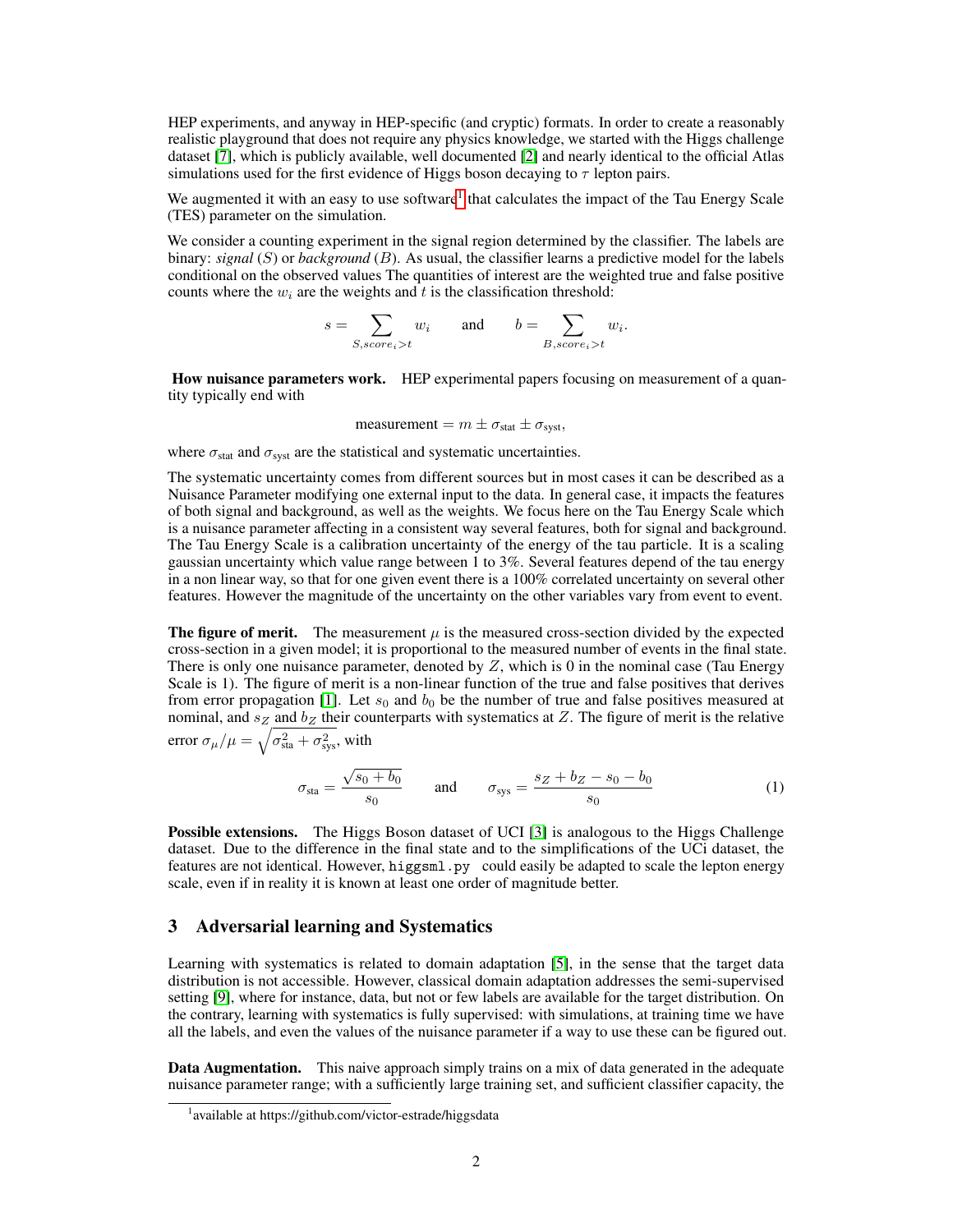HEP experiments, and anyway in HEP-specific (and cryptic) formats. In order to create a reasonably realistic playground that does not require any physics knowledge, we started with the Higgs challenge dataset [7], which is publicly available, well documented [2] and nearly identical to the official Atlas simulations used for the first evidence of Higgs boson decaying to $\tau$ lepton pairs.

We augmented it with an easy to use software[1] that calculates the impact of the Tau Energy Scale (TES) parameter on the simulation.

We consider a counting experiment in the signal region determined by the classifier. The labels are binary: *signal* ($S$) or *background* ($B$). As usual, the classifier learns a predictive model for the labels conditional on the observed values The quantities of interest are the weighted true and false positive counts where the $w_i$ are the weights and $t$ is the classification threshold:

$$s = \sum_{S, score_i > t} w_i \qquad \text{and} \qquad b = \sum_{B, score_i > t} w_i.$$

**How nuisance parameters work.** HEP experimental papers focusing on measurement of a quantity typically end with

$$\text{measurement} = m \pm \sigma_{\text{stat}} \pm \sigma_{\text{syst}},$$

where $\sigma_{\text{stat}}$ and $\sigma_{\text{syst}}$ are the statistical and systematic uncertainties.

The systematic uncertainty comes from different sources but in most cases it can be described as a Nuisance Parameter modifying one external input to the data. In general case, it impacts the features of both signal and background, as well as the weights. We focus here on the Tau Energy Scale which is a nuisance parameter affecting in a consistent way several features, both for signal and background. The Tau Energy Scale is a calibration uncertainty of the energy of the tau particle. It is a scaling gaussian uncertainty which value range between 1 to 3%. Several features depend of the tau energy in a non linear way, so that for one given event there is a 100% correlated uncertainty on several other features. However the magnitude of the uncertainty on the other variables vary from event to event.

**The figure of merit.** The measurement $\mu$ is the measured cross-section divided by the expected cross-section in a given model; it is proportional to the measured number of events in the final state. There is only one nuisance parameter, denoted by $Z$, which is 0 in the nominal case (Tau Energy Scale is 1). The figure of merit is a non-linear function of the true and false positives that derives from error propagation [1]. Let $s_0$ and $b_0$ be the number of true and false positives measured at nominal, and $s_Z$ and $b_Z$ their counterparts with systematics at $Z$. The figure of merit is the relative error $\sigma_\mu/\mu = \sqrt{\sigma_{\text{sta}}^2 + \sigma_{\text{sys}}^2}$, with

$$\sigma_{\text{sta}} = \frac{\sqrt{s_0 + b_0}}{s_0} \qquad \text{and} \qquad \sigma_{\text{sys}} = \frac{s_Z + b_Z - s_0 - b_0}{s_0} \tag{1}$$

**Possible extensions.** The Higgs Boson dataset of UCI [3] is analogous to the Higgs Challenge dataset. Due to the difference in the final state and to the simplifications of the UCi dataset, the features are not identical. However, `higgsml.py` could easily be adapted to scale the lepton energy scale, even if in reality it is known at least one order of magnitude better.

## 3 Adversarial learning and Systematics

Learning with systematics is related to domain adaptation [5], in the sense that the target data distribution is not accessible. However, classical domain adaptation addresses the semi-supervised setting [9], where for instance, data, but not or few labels are available for the target distribution. On the contrary, learning with systematics is fully supervised: with simulations, at training time we have all the labels, and even the values of the nuisance parameter if a way to use these can be figured out.

**Data Augmentation.** This naive approach simply trains on a mix of data generated in the adequate nuisance parameter range; with a sufficiently large training set, and sufficient classifier capacity, the

[1] available at https://github.com/victor-estrade/higgsdata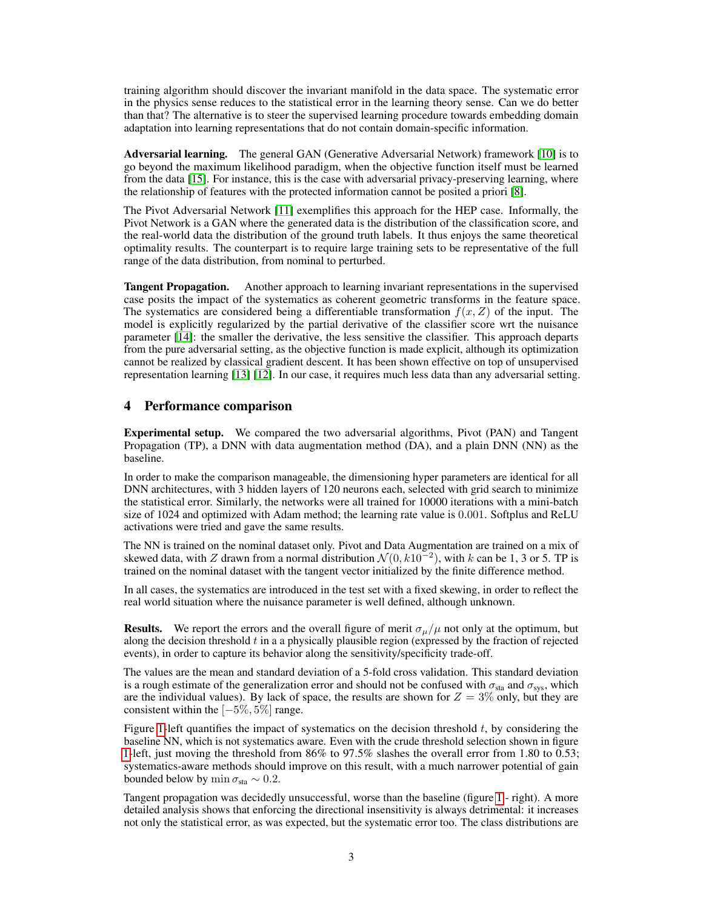training algorithm should discover the invariant manifold in the data space. The systematic error in the physics sense reduces to the statistical error in the learning theory sense. Can we do better than that? The alternative is to steer the supervised learning procedure towards embedding domain adaptation into learning representations that do not contain domain-specific information.

**Adversarial learning.** The general GAN (Generative Adversarial Network) framework [10] is to go beyond the maximum likelihood paradigm, when the objective function itself must be learned from the data [15]. For instance, this is the case with adversarial privacy-preserving learning, where the relationship of features with the protected information cannot be posited a priori [8].

The Pivot Adversarial Network [11] exemplifies this approach for the HEP case. Informally, the Pivot Network is a GAN where the generated data is the distribution of the classification score, and the real-world data the distribution of the ground truth labels. It thus enjoys the same theoretical optimality results. The counterpart is to require large training sets to be representative of the full range of the data distribution, from nominal to perturbed.

**Tangent Propagation.** Another approach to learning invariant representations in the supervised case posits the impact of the systematics as coherent geometric transforms in the feature space. The systematics are considered being a differentiable transformation $f(x, Z)$ of the input. The model is explicitly regularized by the partial derivative of the classifier score wrt the nuisance parameter [14]: the smaller the derivative, the less sensitive the classifier. This approach departs from the pure adversarial setting, as the objective function is made explicit, although its optimization cannot be realized by classical gradient descent. It has been shown effective on top of unsupervised representation learning [13] [12]. In our case, it requires much less data than any adversarial setting.

## 4 Performance comparison

**Experimental setup.** We compared the two adversarial algorithms, Pivot (PAN) and Tangent Propagation (TP), a DNN with data augmentation method (DA), and a plain DNN (NN) as the baseline.

In order to make the comparison manageable, the dimensioning hyper parameters are identical for all DNN architectures, with 3 hidden layers of 120 neurons each, selected with grid search to minimize the statistical error. Similarly, the networks were all trained for 10000 iterations with a mini-batch size of 1024 and optimized with Adam method; the learning rate value is 0.001. Softplus and ReLU activations were tried and gave the same results.

The NN is trained on the nominal dataset only. Pivot and Data Augmentation are trained on a mix of skewed data, with $Z$ drawn from a normal distribution $\mathcal{N}(0, k10^{-2})$, with $k$ can be 1, 3 or 5. TP is trained on the nominal dataset with the tangent vector initialized by the finite difference method.

In all cases, the systematics are introduced in the test set with a fixed skewing, in order to reflect the real world situation where the nuisance parameter is well defined, although unknown.

**Results.** We report the errors and the overall figure of merit $\sigma_\mu/\mu$ not only at the optimum, but along the decision threshold $t$ in a a physically plausible region (expressed by the fraction of rejected events), in order to capture its behavior along the sensitivity/specificity trade-off.

The values are the mean and standard deviation of a 5-fold cross validation. This standard deviation is a rough estimate of the generalization error and should not be confused with $\sigma_{\text{sta}}$ and $\sigma_{\text{sys}}$, which are the individual values). By lack of space, the results are shown for $Z = 3\%$ only, but they are consistent within the $[-5\%, 5\%]$ range.

Figure 1-left quantifies the impact of systematics on the decision threshold $t$, by considering the baseline NN, which is not systematics aware. Even with the crude threshold selection shown in figure 1-left, just moving the threshold from 86% to 97.5% slashes the overall error from 1.80 to 0.53; systematics-aware methods should improve on this result, with a much narrower potential of gain bounded below by $\min \sigma_{\text{sta}} \sim 0.2$.

Tangent propagation was decidedly unsuccessful, worse than the baseline (figure 1 - right). A more detailed analysis shows that enforcing the directional insensitivity is always detrimental: it increases not only the statistical error, as was expected, but the systematic error too. The class distributions are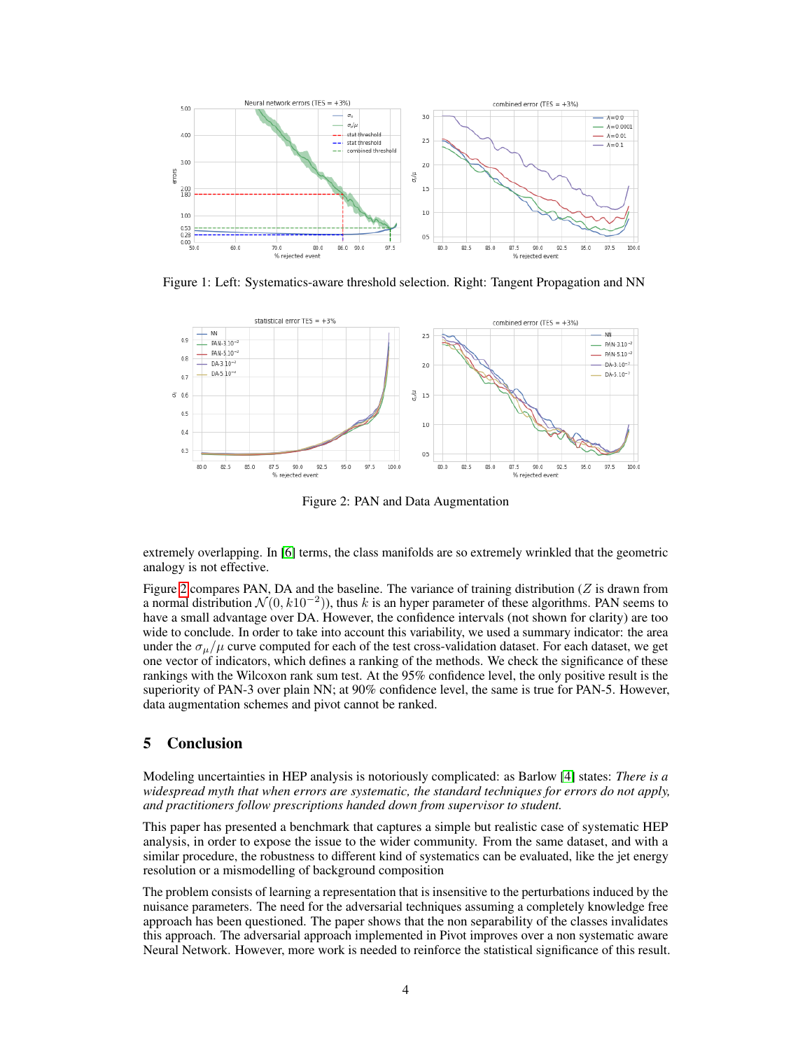Figure 1: Left: Systematics-aware threshold selection. Right: Tangent Propagation and NN

Figure 2: PAN and Data Augmentation

extremely overlapping. In [6] terms, the class manifolds are so extremely wrinkled that the geometric analogy is not effective.

Figure 2 compares PAN, DA and the baseline. The variance of training distribution ($Z$ is drawn from a normal distribution $\mathcal{N}(0, k10^{-2})$), thus $k$ is an hyper parameter of these algorithms. PAN seems to have a small advantage over DA. However, the confidence intervals (not shown for clarity) are too wide to conclude. In order to take into account this variability, we used a summary indicator: the area under the $\sigma_\mu/\mu$ curve computed for each of the test cross-validation dataset. For each dataset, we get one vector of indicators, which defines a ranking of the methods. We check the significance of these rankings with the Wilcoxon rank sum test. At the 95% confidence level, the only positive result is the superiority of PAN-3 over plain NN; at 90% confidence level, the same is true for PAN-5. However, data augmentation schemes and pivot cannot be ranked.

## 5 Conclusion

Modeling uncertainties in HEP analysis is notoriously complicated: as Barlow [4] states: *There is a widespread myth that when errors are systematic, the standard techniques for errors do not apply, and practitioners follow prescriptions handed down from supervisor to student.*

This paper has presented a benchmark that captures a simple but realistic case of systematic HEP analysis, in order to expose the issue to the wider community. From the same dataset, and with a similar procedure, the robustness to different kind of systematics can be evaluated, like the jet energy resolution or a mismodelling of background composition

The problem consists of learning a representation that is insensitive to the perturbations induced by the nuisance parameters. The need for the adversarial techniques assuming a completely knowledge free approach has been questioned. The paper shows that the non separability of the classes invalidates this approach. The adversarial approach implemented in Pivot improves over a non systematic aware Neural Network. However, more work is needed to reinforce the statistical significance of this result.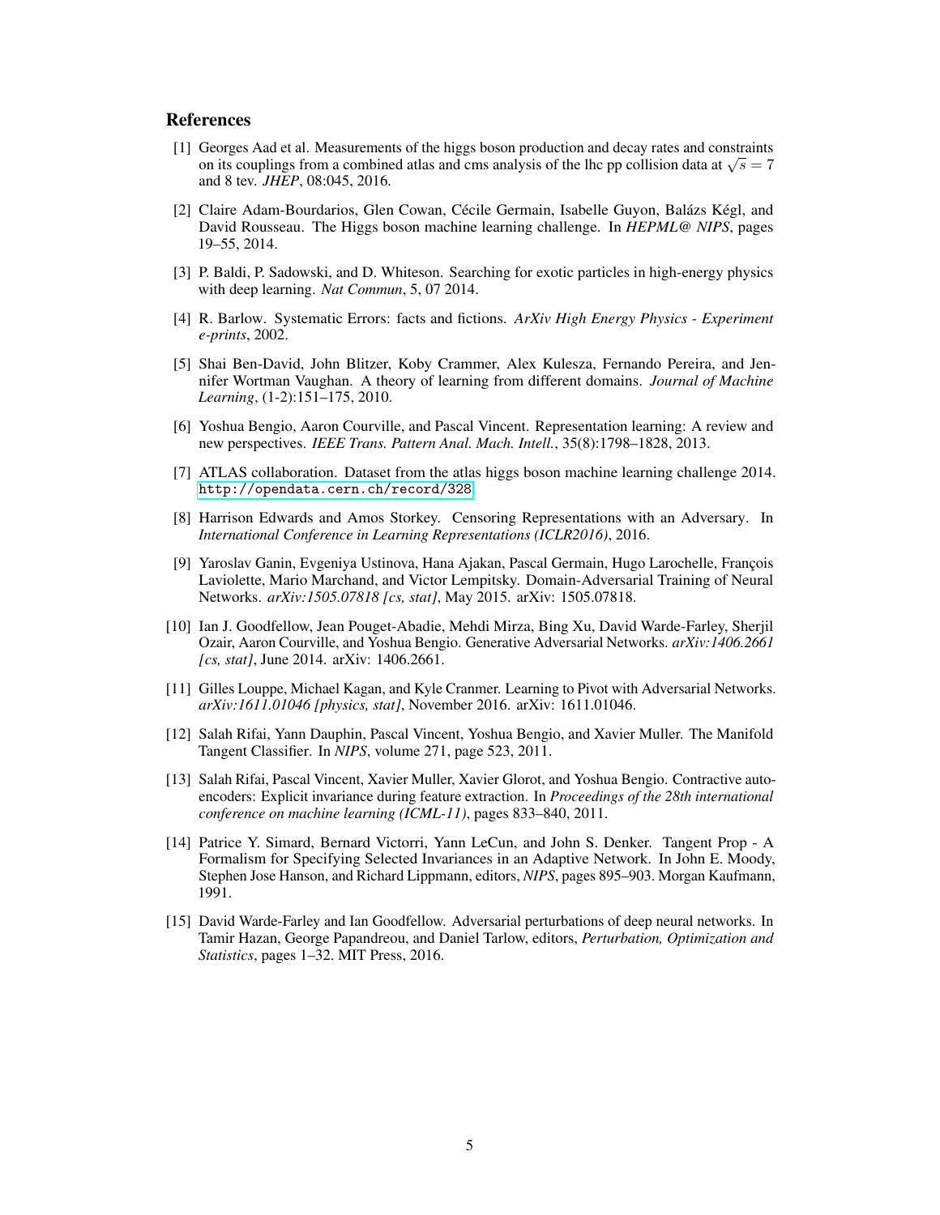## References

[1] Georges Aad et al. Measurements of the higgs boson production and decay rates and constraints on its couplings from a combined atlas and cms analysis of the lhc pp collision data at $\sqrt{s} = 7$ and 8 tev. *JHEP*, 08:045, 2016.

[2] Claire Adam-Bourdarios, Glen Cowan, Cécile Germain, Isabelle Guyon, Balázs Kégl, and David Rousseau. The Higgs boson machine learning challenge. In *HEPML@ NIPS*, pages 19–55, 2014.

[3] P. Baldi, P. Sadowski, and D. Whiteson. Searching for exotic particles in high-energy physics with deep learning. *Nat Commun*, 5, 07 2014.

[4] R. Barlow. Systematic Errors: facts and fictions. *ArXiv High Energy Physics - Experiment e-prints*, 2002.

[5] Shai Ben-David, John Blitzer, Koby Crammer, Alex Kulesza, Fernando Pereira, and Jennifer Wortman Vaughan. A theory of learning from different domains. *Journal of Machine Learning*, (1-2):151–175, 2010.

[6] Yoshua Bengio, Aaron Courville, and Pascal Vincent. Representation learning: A review and new perspectives. *IEEE Trans. Pattern Anal. Mach. Intell.*, 35(8):1798–1828, 2013.

[7] ATLAS collaboration. Dataset from the atlas higgs boson machine learning challenge 2014. http://opendata.cern.ch/record/328.

[8] Harrison Edwards and Amos Storkey. Censoring Representations with an Adversary. In *International Conference in Learning Representations (ICLR2016)*, 2016.

[9] Yaroslav Ganin, Evgeniya Ustinova, Hana Ajakan, Pascal Germain, Hugo Larochelle, François Laviolette, Mario Marchand, and Victor Lempitsky. Domain-Adversarial Training of Neural Networks. *arXiv:1505.07818 [cs, stat]*, May 2015. arXiv: 1505.07818.

[10] Ian J. Goodfellow, Jean Pouget-Abadie, Mehdi Mirza, Bing Xu, David Warde-Farley, Sherjil Ozair, Aaron Courville, and Yoshua Bengio. Generative Adversarial Networks. *arXiv:1406.2661 [cs, stat]*, June 2014. arXiv: 1406.2661.

[11] Gilles Louppe, Michael Kagan, and Kyle Cranmer. Learning to Pivot with Adversarial Networks. *arXiv:1611.01046 [physics, stat]*, November 2016. arXiv: 1611.01046.

[12] Salah Rifai, Yann Dauphin, Pascal Vincent, Yoshua Bengio, and Xavier Muller. The Manifold Tangent Classifier. In *NIPS*, volume 271, page 523, 2011.

[13] Salah Rifai, Pascal Vincent, Xavier Muller, Xavier Glorot, and Yoshua Bengio. Contractive auto-encoders: Explicit invariance during feature extraction. In *Proceedings of the 28th international conference on machine learning (ICML-11)*, pages 833–840, 2011.

[14] Patrice Y. Simard, Bernard Victorri, Yann LeCun, and John S. Denker. Tangent Prop - A Formalism for Specifying Selected Invariances in an Adaptive Network. In John E. Moody, Stephen Jose Hanson, and Richard Lippmann, editors, *NIPS*, pages 895–903. Morgan Kaufmann, 1991.

[15] David Warde-Farley and Ian Goodfellow. Adversarial perturbations of deep neural networks. In Tamir Hazan, George Papandreou, and Daniel Tarlow, editors, *Perturbation, Optimization and Statistics*, pages 1–32. MIT Press, 2016.